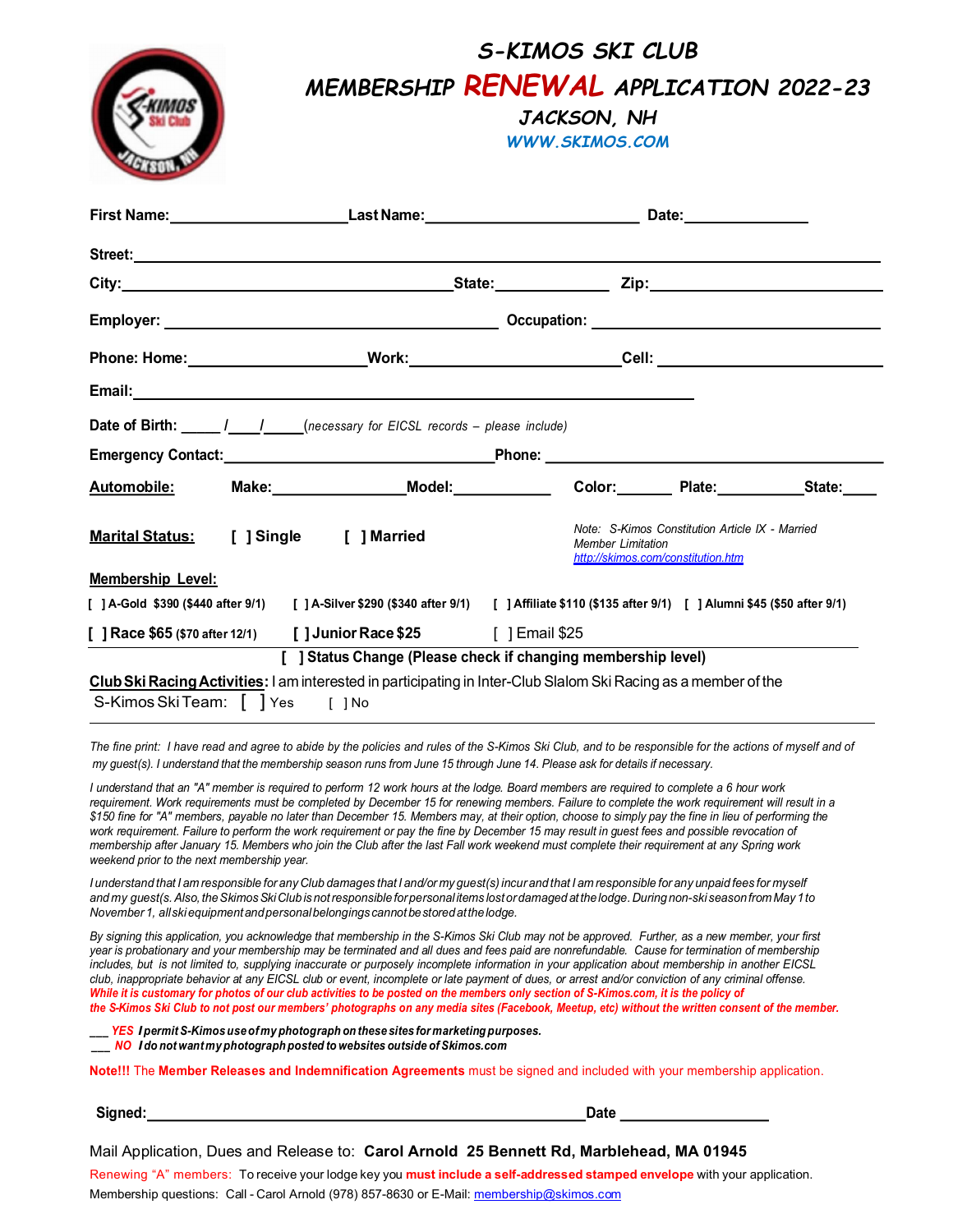# S-KIMOS SKI CLUB

## MEMBERSHIP RENEWAL APPLICATION 2022-23

### JACKSON, NH

WWW.SKIMOS.COM

**First Name:**____________________ **Last Name:**________________________ **Date:**______________

**Street:**______________________________________________________________________________

**City:**____________________________________ **State:**____________ **Zip:**________________________

**Employer:** ____________________________________ **Occupation:** ________________________________

**Phone: Home:**____________________ **Work:**________________________ **Cell:** ________________________

**Email:**____________________________________________________________

**Date of Birth:** _____ /____/_____ (*necessary for EICSL records – please include*)

**Emergency Contact:**______________________________ **Phone:** ______________________________________

**Automobile:** **Make:**_______________ **Model:**___________ **Color:**_______ **Plate:**__________ **State:**____

**Marital Status:** [ ] Single [ ] Married

*Note: S-Kimos Constitution Article IX - Married Member Limitation http://skimos.com/constitution.htm*

**Membership Level:**

[ ] **A-Gold $390 ($440 after 9/1)** [ ] **A-Silver $290 ($340 after 9/1)** [ ] **Affiliate $110 ($135 after 9/1)** [ ] **Alumni $45 ($50 after 9/1)**

[ ] **Race $65** (**$70 after 12/1**) [ ] **Junior Race $25** [ ] Email $25

[ ] **Status Change (Please check if changing membership level)**

**Club Ski Racing Activities:** I am interested in participating in Inter-Club Slalom Ski Racing as a member of the S-Kimos Ski Team: [ ] Yes [ ] No

---

*The fine print: I have read and agree to abide by the policies and rules of the S-Kimos Ski Club, and to be responsible for the actions of myself and of my guest(s). I understand that the membership season runs from June 15 through June 14. Please ask for details if necessary.*

*I understand that an "A" member is required to perform 12 work hours at the lodge. Board members are required to complete a 6 hour work requirement. Work requirements must be completed by December 15 for renewing members. Failure to complete the work requirement will result in a $150 fine for "A" members, payable no later than December 15. Members may, at their option, choose to simply pay the fine in lieu of performing the work requirement. Failure to perform the work requirement or pay the fine by December 15 may result in guest fees and possible revocation of membership after January 15. Members who join the Club after the last Fall work weekend must complete their requirement at any Spring work weekend prior to the next membership year.*

*I understand that I am responsible for any Club damages that I and/or my guest(s) incur and that I am responsible for any unpaid fees for myself and my guest(s. Also, the Skimos Ski Club is not responsible for personal items lost or damaged at the lodge. During non-ski season from May 1 to November 1, all ski equipment and personal belongings cannot be stored at the lodge.*

*By signing this application, you acknowledge that membership in the S-Kimos Ski Club may not be approved. Further, as a new member, your first year is probationary and your membership may be terminated and all dues and fees paid are nonrefundable. Cause for termination of membership includes, but is not limited to, supplying inaccurate or purposely incomplete information in your application about membership in another EICSL club, inappropriate behavior at any EICSL club or event, incomplete or late payment of dues, or arrest and/or conviction of any criminal offense.* ***While it is customary for photos of our club activities to be posted on the members only section of S-Kimos.com, it is the policy of the S-Kimos Ski Club to not post our members' photographs on any media sites (Facebook, Meetup, etc) without the written consent of the member.***

___ ***YES I permit S-Kimos use of my photograph on these sites for marketing purposes.***
___ ***NO I do not want my photograph posted to websites outside of Skimos.com***

**Note!!!** The **Member Releases and Indemnification Agreements** must be signed and included with your membership application.

**Signed:**____________________________________________________ **Date** __________________

Mail Application, Dues and Release to: **Carol Arnold 25 Bennett Rd, Marblehead, MA 01945**

Renewing "A" members: To receive your lodge key you **must include a self-addressed stamped envelope** with your application.

Membership questions: Call - Carol Arnold (978) 857-8630 or E-Mail: membership@skimos.com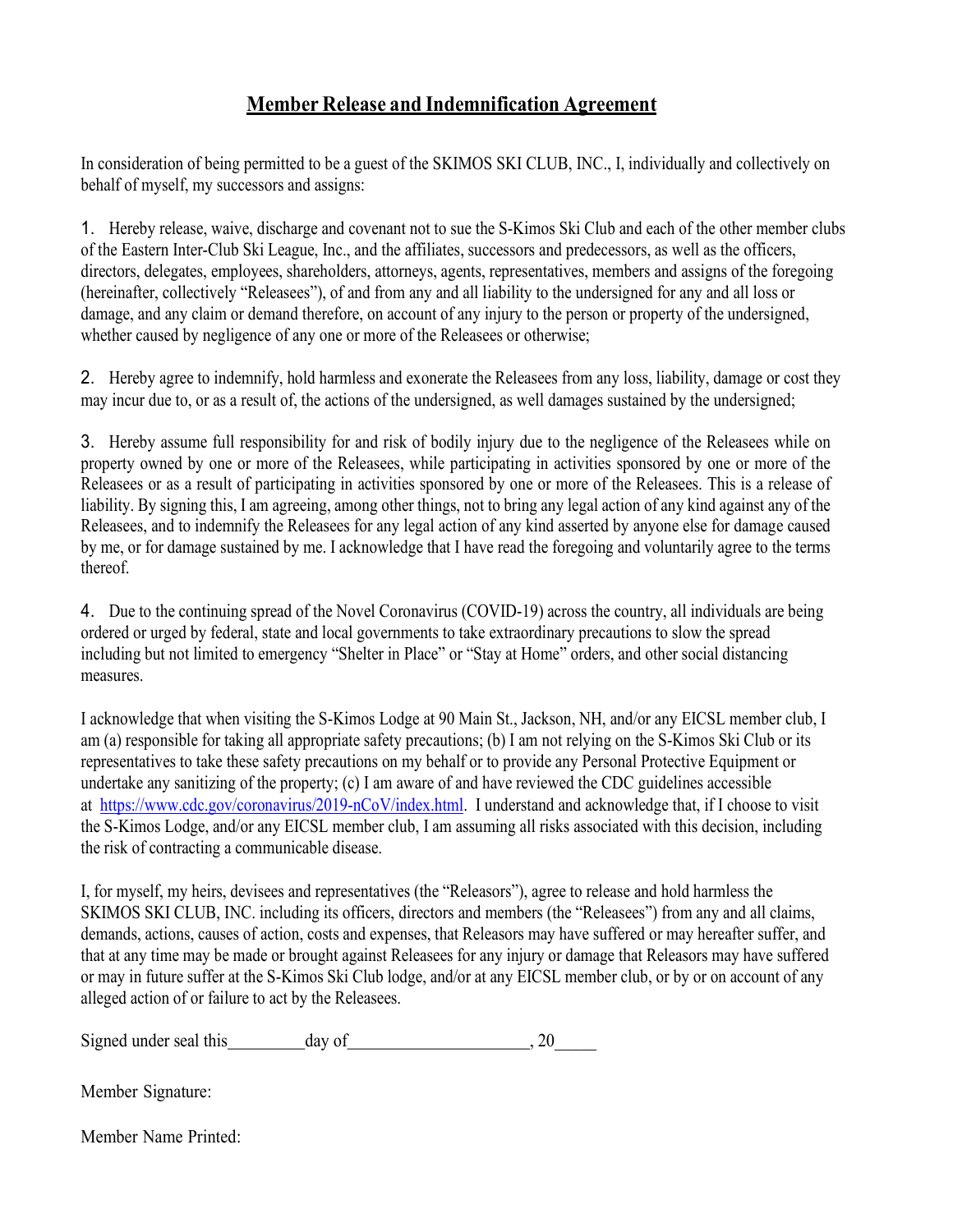# Member Release and Indemnification Agreement

In consideration of being permitted to be a guest of the SKIMOS SKI CLUB, INC., I, individually and collectively on behalf of myself, my successors and assigns:

1. Hereby release, waive, discharge and covenant not to sue the S-Kimos Ski Club and each of the other member clubs of the Eastern Inter-Club Ski League, Inc., and the affiliates, successors and predecessors, as well as the officers, directors, delegates, employees, shareholders, attorneys, agents, representatives, members and assigns of the foregoing (hereinafter, collectively "Releasees"), of and from any and all liability to the undersigned for any and all loss or damage, and any claim or demand therefore, on account of any injury to the person or property of the undersigned, whether caused by negligence of any one or more of the Releasees or otherwise;

2. Hereby agree to indemnify, hold harmless and exonerate the Releasees from any loss, liability, damage or cost they may incur due to, or as a result of, the actions of the undersigned, as well damages sustained by the undersigned;

3. Hereby assume full responsibility for and risk of bodily injury due to the negligence of the Releasees while on property owned by one or more of the Releasees, while participating in activities sponsored by one or more of the Releasees or as a result of participating in activities sponsored by one or more of the Releasees. This is a release of liability. By signing this, I am agreeing, among other things, not to bring any legal action of any kind against any of the Releasees, and to indemnify the Releasees for any legal action of any kind asserted by anyone else for damage caused by me, or for damage sustained by me. I acknowledge that I have read the foregoing and voluntarily agree to the terms thereof.

4. Due to the continuing spread of the Novel Coronavirus (COVID-19) across the country, all individuals are being ordered or urged by federal, state and local governments to take extraordinary precautions to slow the spread including but not limited to emergency "Shelter in Place" or "Stay at Home" orders, and other social distancing measures.

I acknowledge that when visiting the S-Kimos Lodge at 90 Main St., Jackson, NH, and/or any EICSL member club, I am (a) responsible for taking all appropriate safety precautions; (b) I am not relying on the S-Kimos Ski Club or its representatives to take these safety precautions on my behalf or to provide any Personal Protective Equipment or undertake any sanitizing of the property; (c) I am aware of and have reviewed the CDC guidelines accessible at https://www.cdc.gov/coronavirus/2019-nCoV/index.html. I understand and acknowledge that, if I choose to visit the S-Kimos Lodge, and/or any EICSL member club, I am assuming all risks associated with this decision, including the risk of contracting a communicable disease.

I, for myself, my heirs, devisees and representatives (the "Releasors"), agree to release and hold harmless the SKIMOS SKI CLUB, INC. including its officers, directors and members (the "Releasees") from any and all claims, demands, actions, causes of action, costs and expenses, that Releasors may have suffered or may hereafter suffer, and that at any time may be made or brought against Releasees for any injury or damage that Releasors may have suffered or may in future suffer at the S-Kimos Ski Club lodge, and/or at any EICSL member club, or by or on account of any alleged action of or failure to act by the Releasees.

Signed under seal this_________day of____________________, 20_____

Member Signature:

Member Name Printed: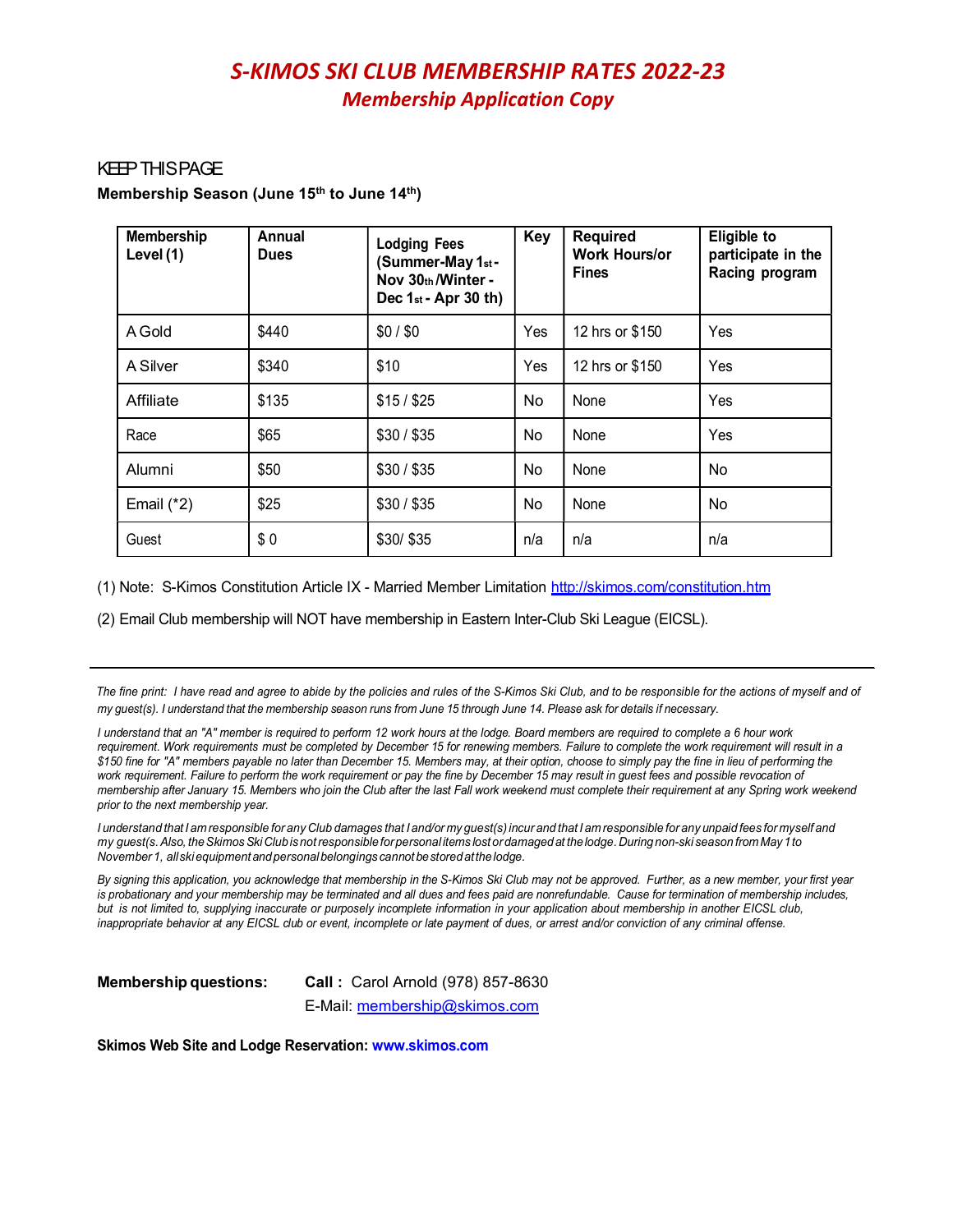# S-KIMOS SKI CLUB MEMBERSHIP RATES 2022-23

## Membership Application Copy

KEEP THIS PAGE

**Membership Season (June 15th to June 14th)**

| Membership Level (1) | Annual Dues | Lodging Fees (Summer-May 1st - Nov 30th /Winter - Dec 1st - Apr 30 th) | Key | Required Work Hours/or Fines | Eligible to participate in the Racing program |
|---|---|---|---|---|---|
| A Gold | $440 | $0 / $0 | Yes | 12 hrs or $150 | Yes |
| A Silver | $340 | $10 | Yes | 12 hrs or $150 | Yes |
| Affiliate | $135 | $15 / $25 | No | None | Yes |
| Race | $65 | $30 / $35 | No | None | Yes |
| Alumni | $50 | $30 / $35 | No | None | No |
| Email (*2) | $25 | $30 / $35 | No | None | No |
| Guest | $ 0 | $30/ $35 | n/a | n/a | n/a |

(1) Note: S-Kimos Constitution Article IX - Married Member Limitation http://skimos.com/constitution.htm

(2) Email Club membership will NOT have membership in Eastern Inter-Club Ski League (EICSL).

---

*The fine print: I have read and agree to abide by the policies and rules of the S-Kimos Ski Club, and to be responsible for the actions of myself and of my guest(s). I understand that the membership season runs from June 15 through June 14. Please ask for details if necessary.*

*I understand that an "A" member is required to perform 12 work hours at the lodge. Board members are required to complete a 6 hour work requirement. Work requirements must be completed by December 15 for renewing members. Failure to complete the work requirement will result in a $150 fine for "A" members payable no later than December 15. Members may, at their option, choose to simply pay the fine in lieu of performing the work requirement. Failure to perform the work requirement or pay the fine by December 15 may result in guest fees and possible revocation of membership after January 15. Members who join the Club after the last Fall work weekend must complete their requirement at any Spring work weekend prior to the next membership year.*

*I understand that I am responsible for any Club damages that I and/or my guest(s) incur and that I am responsible for any unpaid fees for myself and my guest(s. Also, the Skimos Ski Club is not responsible for personal items lost or damaged at the lodge. During non-ski season from May 1 to November 1, all ski equipment and personal belongings cannot be stored at the lodge.*

*By signing this application, you acknowledge that membership in the S-Kimos Ski Club may not be approved. Further, as a new member, your first year is probationary and your membership may be terminated and all dues and fees paid are nonrefundable. Cause for termination of membership includes, but is not limited to, supplying inaccurate or purposely incomplete information in your application about membership in another EICSL club, inappropriate behavior at any EICSL club or event, incomplete or late payment of dues, or arrest and/or conviction of any criminal offense.*

**Membership questions:** **Call :** Carol Arnold (978) 857-8630
E-Mail: membership@skimos.com

**Skimos Web Site and Lodge Reservation: www.skimos.com**